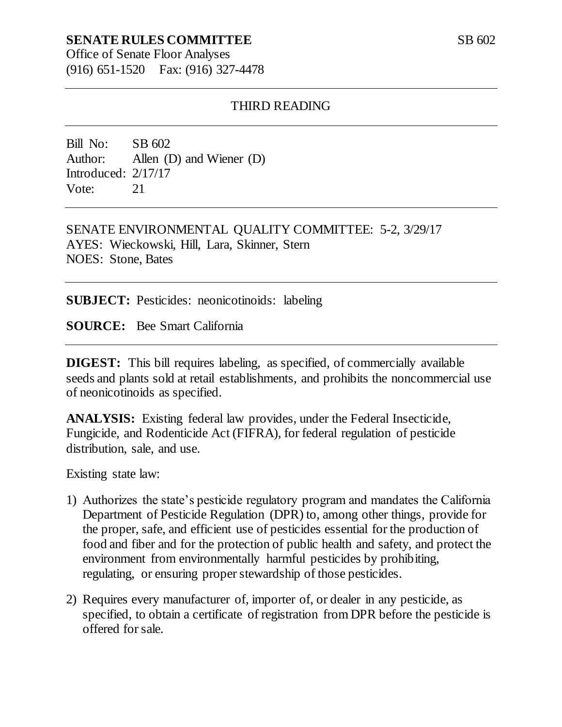**SENATE RULES COMMITTEE** SB 602

Office of Senate Floor Analyses
(916) 651-1520 Fax: (916) 327-4478

---

THIRD READING

---

Bill No: SB 602
Author: Allen (D) and Wiener (D)
Introduced: 2/17/17
Vote: 21

---

SENATE ENVIRONMENTAL QUALITY COMMITTEE: 5-2, 3/29/17
AYES: Wieckowski, Hill, Lara, Skinner, Stern
NOES: Stone, Bates

---

**SUBJECT:** Pesticides: neonicotinoids: labeling

**SOURCE:** Bee Smart California

---

**DIGEST:** This bill requires labeling, as specified, of commercially available seeds and plants sold at retail establishments, and prohibits the noncommercial use of neonicotinoids as specified.

**ANALYSIS:** Existing federal law provides, under the Federal Insecticide, Fungicide, and Rodenticide Act (FIFRA), for federal regulation of pesticide distribution, sale, and use.

Existing state law:

1) Authorizes the state's pesticide regulatory program and mandates the California Department of Pesticide Regulation (DPR) to, among other things, provide for the proper, safe, and efficient use of pesticides essential for the production of food and fiber and for the protection of public health and safety, and protect the environment from environmentally harmful pesticides by prohibiting, regulating, or ensuring proper stewardship of those pesticides.

2) Requires every manufacturer of, importer of, or dealer in any pesticide, as specified, to obtain a certificate of registration from DPR before the pesticide is offered for sale.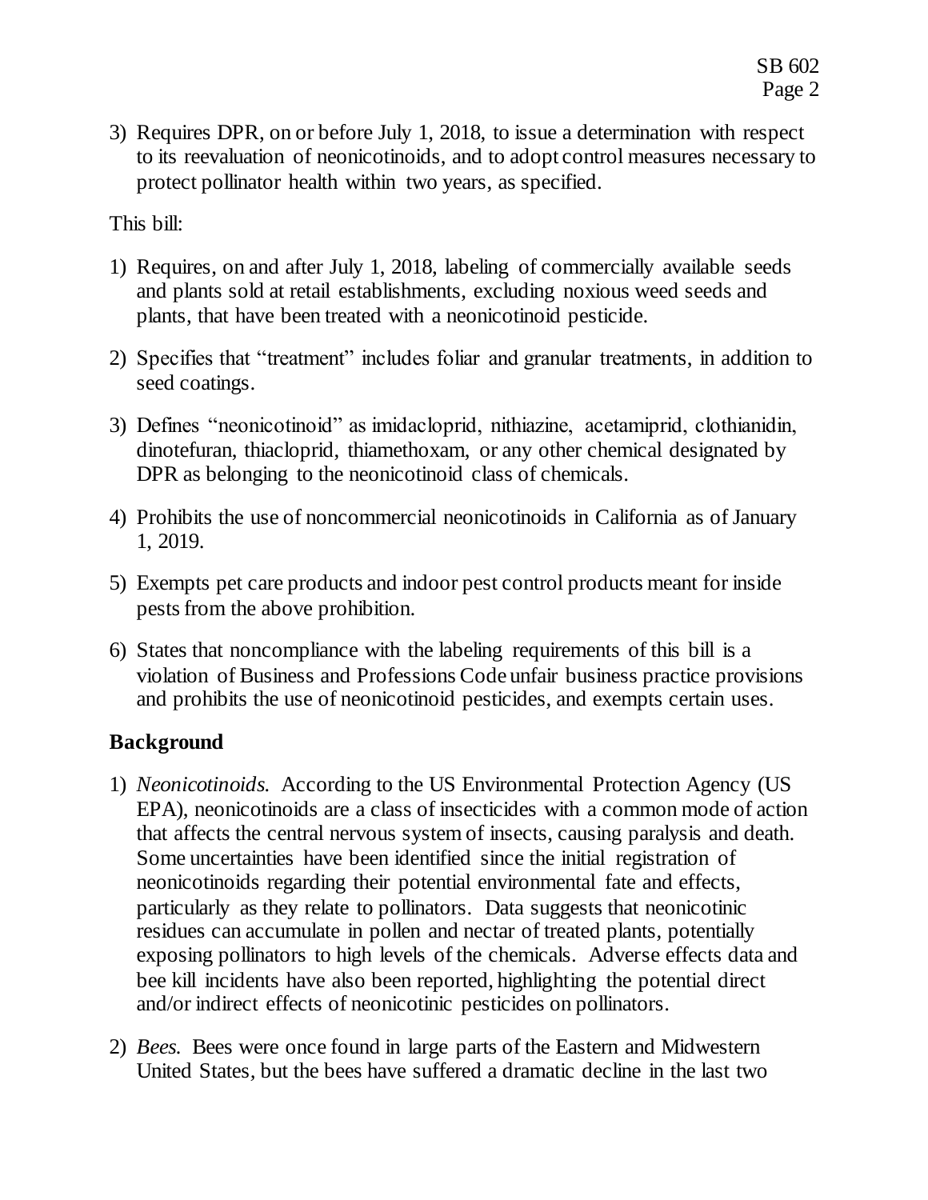3) Requires DPR, on or before July 1, 2018, to issue a determination with respect to its reevaluation of neonicotinoids, and to adopt control measures necessary to protect pollinator health within two years, as specified.

This bill:

1) Requires, on and after July 1, 2018, labeling of commercially available seeds and plants sold at retail establishments, excluding noxious weed seeds and plants, that have been treated with a neonicotinoid pesticide.

2) Specifies that "treatment" includes foliar and granular treatments, in addition to seed coatings.

3) Defines "neonicotinoid" as imidacloprid, nithiazine, acetamiprid, clothianidin, dinotefuran, thiacloprid, thiamethoxam, or any other chemical designated by DPR as belonging to the neonicotinoid class of chemicals.

4) Prohibits the use of noncommercial neonicotinoids in California as of January 1, 2019.

5) Exempts pet care products and indoor pest control products meant for inside pests from the above prohibition.

6) States that noncompliance with the labeling requirements of this bill is a violation of Business and Professions Code unfair business practice provisions and prohibits the use of neonicotinoid pesticides, and exempts certain uses.

## Background

1) *Neonicotinoids.* According to the US Environmental Protection Agency (US EPA), neonicotinoids are a class of insecticides with a common mode of action that affects the central nervous system of insects, causing paralysis and death. Some uncertainties have been identified since the initial registration of neonicotinoids regarding their potential environmental fate and effects, particularly as they relate to pollinators. Data suggests that neonicotinic residues can accumulate in pollen and nectar of treated plants, potentially exposing pollinators to high levels of the chemicals. Adverse effects data and bee kill incidents have also been reported, highlighting the potential direct and/or indirect effects of neonicotinic pesticides on pollinators.

2) *Bees.* Bees were once found in large parts of the Eastern and Midwestern United States, but the bees have suffered a dramatic decline in the last two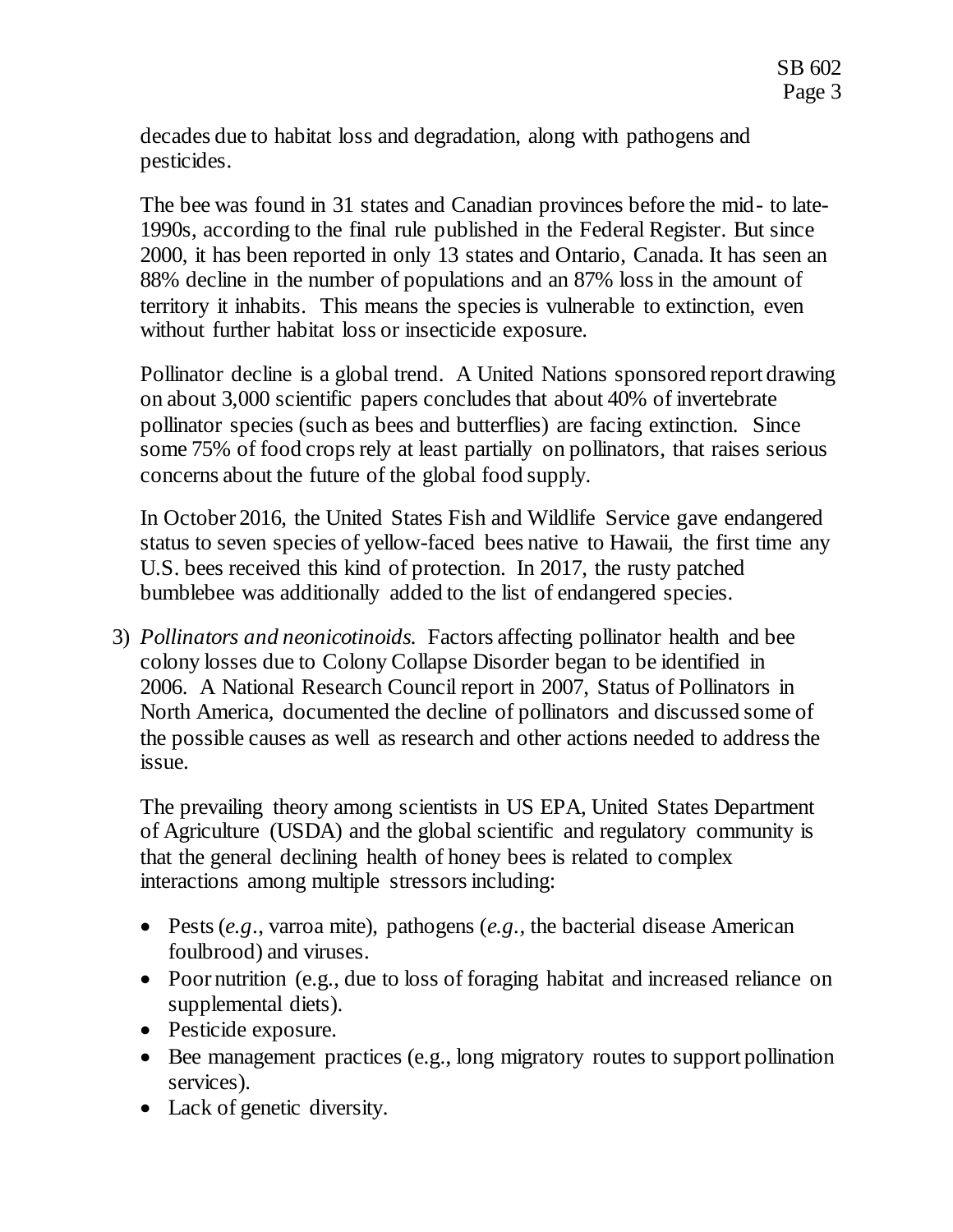decades due to habitat loss and degradation, along with pathogens and pesticides.

The bee was found in 31 states and Canadian provinces before the mid- to late-1990s, according to the final rule published in the Federal Register. But since 2000, it has been reported in only 13 states and Ontario, Canada. It has seen an 88% decline in the number of populations and an 87% loss in the amount of territory it inhabits. This means the species is vulnerable to extinction, even without further habitat loss or insecticide exposure.

Pollinator decline is a global trend. A United Nations sponsored report drawing on about 3,000 scientific papers concludes that about 40% of invertebrate pollinator species (such as bees and butterflies) are facing extinction. Since some 75% of food crops rely at least partially on pollinators, that raises serious concerns about the future of the global food supply.

In October 2016, the United States Fish and Wildlife Service gave endangered status to seven species of yellow-faced bees native to Hawaii, the first time any U.S. bees received this kind of protection. In 2017, the rusty patched bumblebee was additionally added to the list of endangered species.

3) *Pollinators and neonicotinoids.* Factors affecting pollinator health and bee colony losses due to Colony Collapse Disorder began to be identified in 2006. A National Research Council report in 2007, Status of Pollinators in North America, documented the decline of pollinators and discussed some of the possible causes as well as research and other actions needed to address the issue.

   The prevailing theory among scientists in US EPA, United States Department of Agriculture (USDA) and the global scientific and regulatory community is that the general declining health of honey bees is related to complex interactions among multiple stressors including:

   - Pests (*e.g.*, varroa mite), pathogens (*e.g.*, the bacterial disease American foulbrood) and viruses.
   - Poor nutrition (e.g., due to loss of foraging habitat and increased reliance on supplemental diets).
   - Pesticide exposure.
   - Bee management practices (e.g., long migratory routes to support pollination services).
   - Lack of genetic diversity.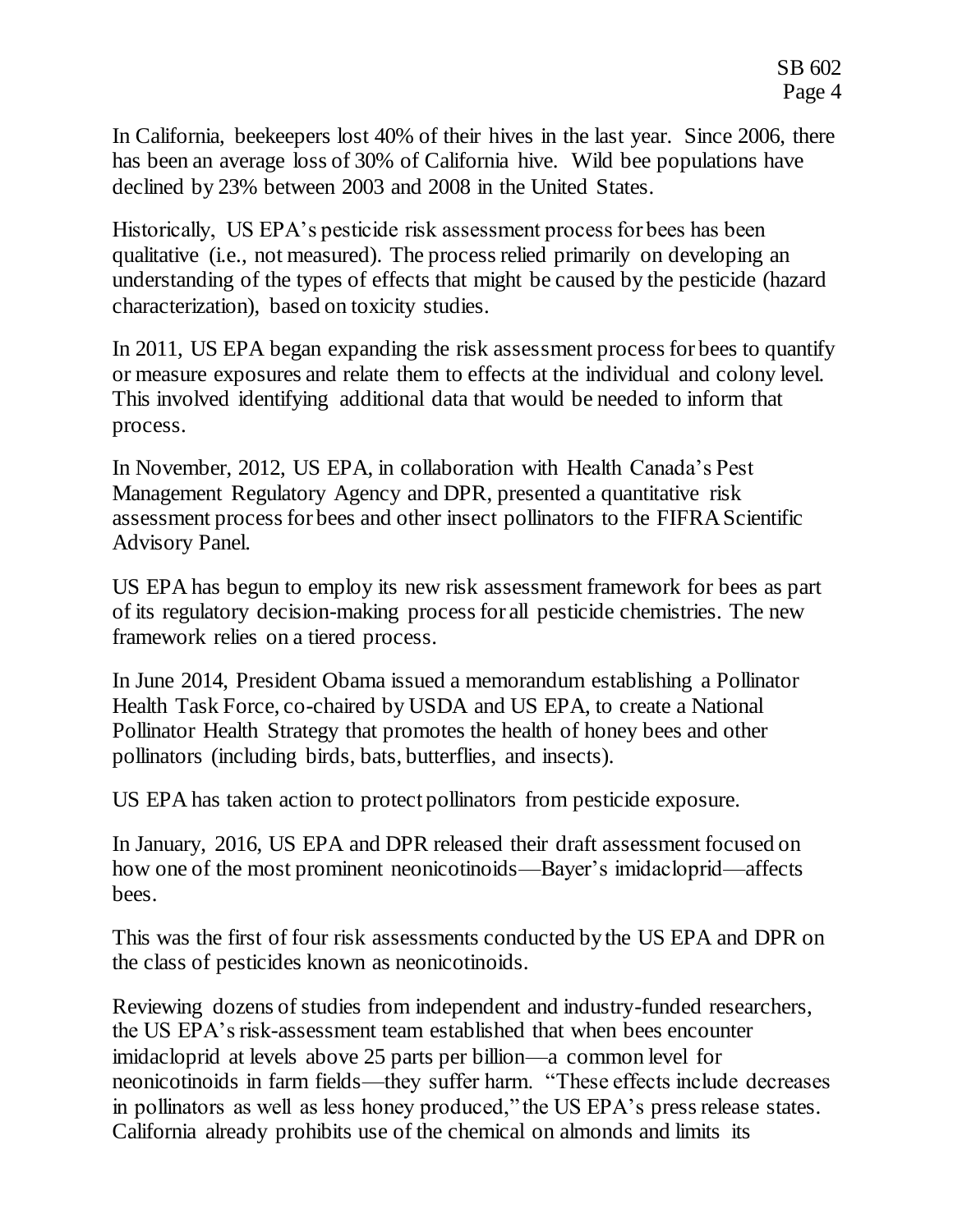In California, beekeepers lost 40% of their hives in the last year. Since 2006, there has been an average loss of 30% of California hive. Wild bee populations have declined by 23% between 2003 and 2008 in the United States.

Historically, US EPA's pesticide risk assessment process for bees has been qualitative (i.e., not measured). The process relied primarily on developing an understanding of the types of effects that might be caused by the pesticide (hazard characterization), based on toxicity studies.

In 2011, US EPA began expanding the risk assessment process for bees to quantify or measure exposures and relate them to effects at the individual and colony level. This involved identifying additional data that would be needed to inform that process.

In November, 2012, US EPA, in collaboration with Health Canada's Pest Management Regulatory Agency and DPR, presented a quantitative risk assessment process for bees and other insect pollinators to the FIFRA Scientific Advisory Panel.

US EPA has begun to employ its new risk assessment framework for bees as part of its regulatory decision-making process for all pesticide chemistries. The new framework relies on a tiered process.

In June 2014, President Obama issued a memorandum establishing a Pollinator Health Task Force, co-chaired by USDA and US EPA, to create a National Pollinator Health Strategy that promotes the health of honey bees and other pollinators (including birds, bats, butterflies, and insects).

US EPA has taken action to protect pollinators from pesticide exposure.

In January, 2016, US EPA and DPR released their draft assessment focused on how one of the most prominent neonicotinoids—Bayer's imidacloprid—affects bees.

This was the first of four risk assessments conducted by the US EPA and DPR on the class of pesticides known as neonicotinoids.

Reviewing dozens of studies from independent and industry-funded researchers, the US EPA's risk-assessment team established that when bees encounter imidacloprid at levels above 25 parts per billion—a common level for neonicotinoids in farm fields—they suffer harm. "These effects include decreases in pollinators as well as less honey produced," the US EPA's press release states. California already prohibits use of the chemical on almonds and limits its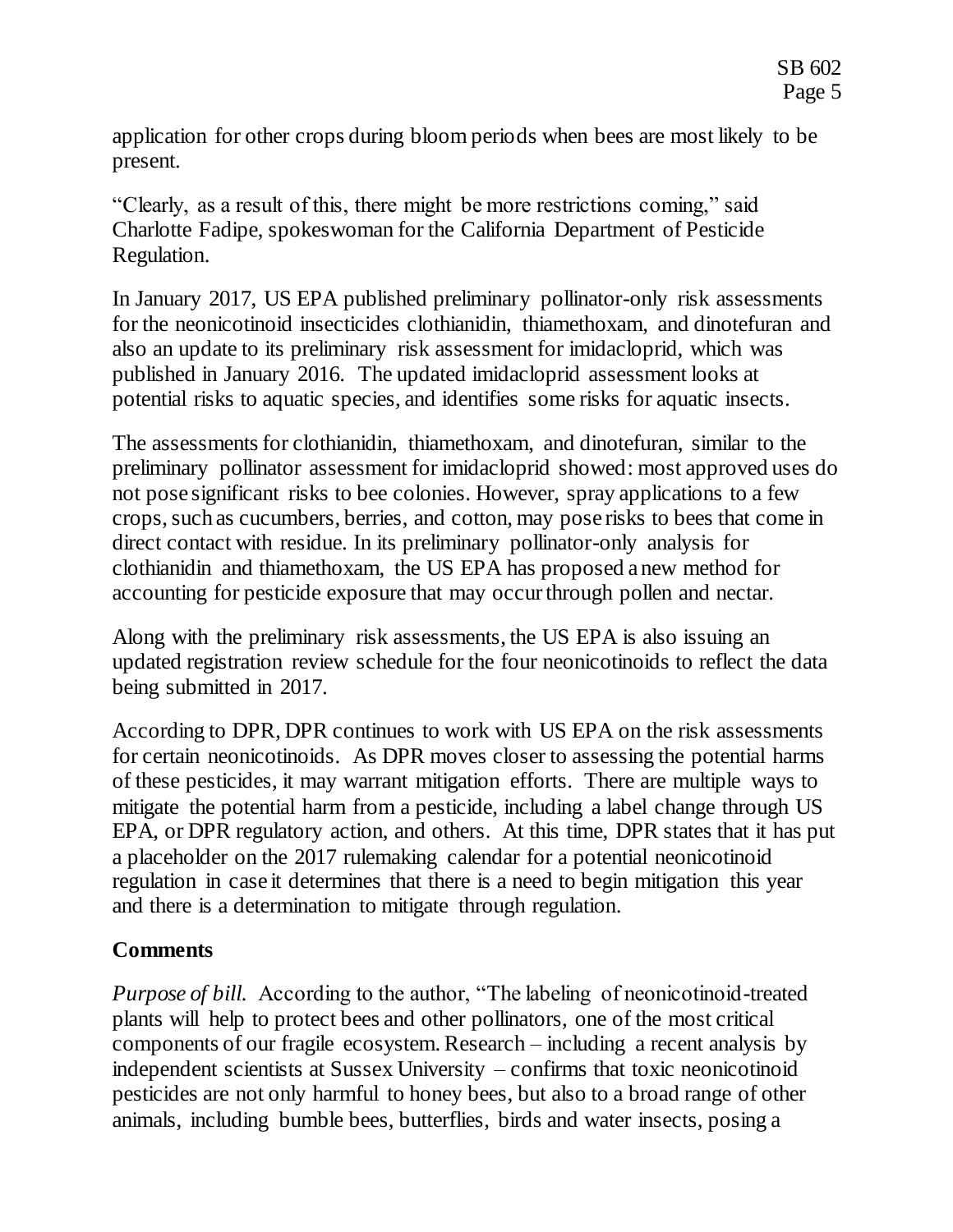application for other crops during bloom periods when bees are most likely to be present.

"Clearly, as a result of this, there might be more restrictions coming," said Charlotte Fadipe, spokeswoman for the California Department of Pesticide Regulation.

In January 2017, US EPA published preliminary pollinator-only risk assessments for the neonicotinoid insecticides clothianidin, thiamethoxam, and dinotefuran and also an update to its preliminary risk assessment for imidacloprid, which was published in January 2016. The updated imidacloprid assessment looks at potential risks to aquatic species, and identifies some risks for aquatic insects.

The assessments for clothianidin, thiamethoxam, and dinotefuran, similar to the preliminary pollinator assessment for imidacloprid showed: most approved uses do not pose significant risks to bee colonies. However, spray applications to a few crops, such as cucumbers, berries, and cotton, may pose risks to bees that come in direct contact with residue. In its preliminary pollinator-only analysis for clothianidin and thiamethoxam, the US EPA has proposed a new method for accounting for pesticide exposure that may occur through pollen and nectar.

Along with the preliminary risk assessments, the US EPA is also issuing an updated registration review schedule for the four neonicotinoids to reflect the data being submitted in 2017.

According to DPR, DPR continues to work with US EPA on the risk assessments for certain neonicotinoids. As DPR moves closer to assessing the potential harms of these pesticides, it may warrant mitigation efforts. There are multiple ways to mitigate the potential harm from a pesticide, including a label change through US EPA, or DPR regulatory action, and others. At this time, DPR states that it has put a placeholder on the 2017 rulemaking calendar for a potential neonicotinoid regulation in case it determines that there is a need to begin mitigation this year and there is a determination to mitigate through regulation.

## Comments

*Purpose of bill.* According to the author, "The labeling of neonicotinoid-treated plants will help to protect bees and other pollinators, one of the most critical components of our fragile ecosystem. Research – including a recent analysis by independent scientists at Sussex University – confirms that toxic neonicotinoid pesticides are not only harmful to honey bees, but also to a broad range of other animals, including bumble bees, butterflies, birds and water insects, posing a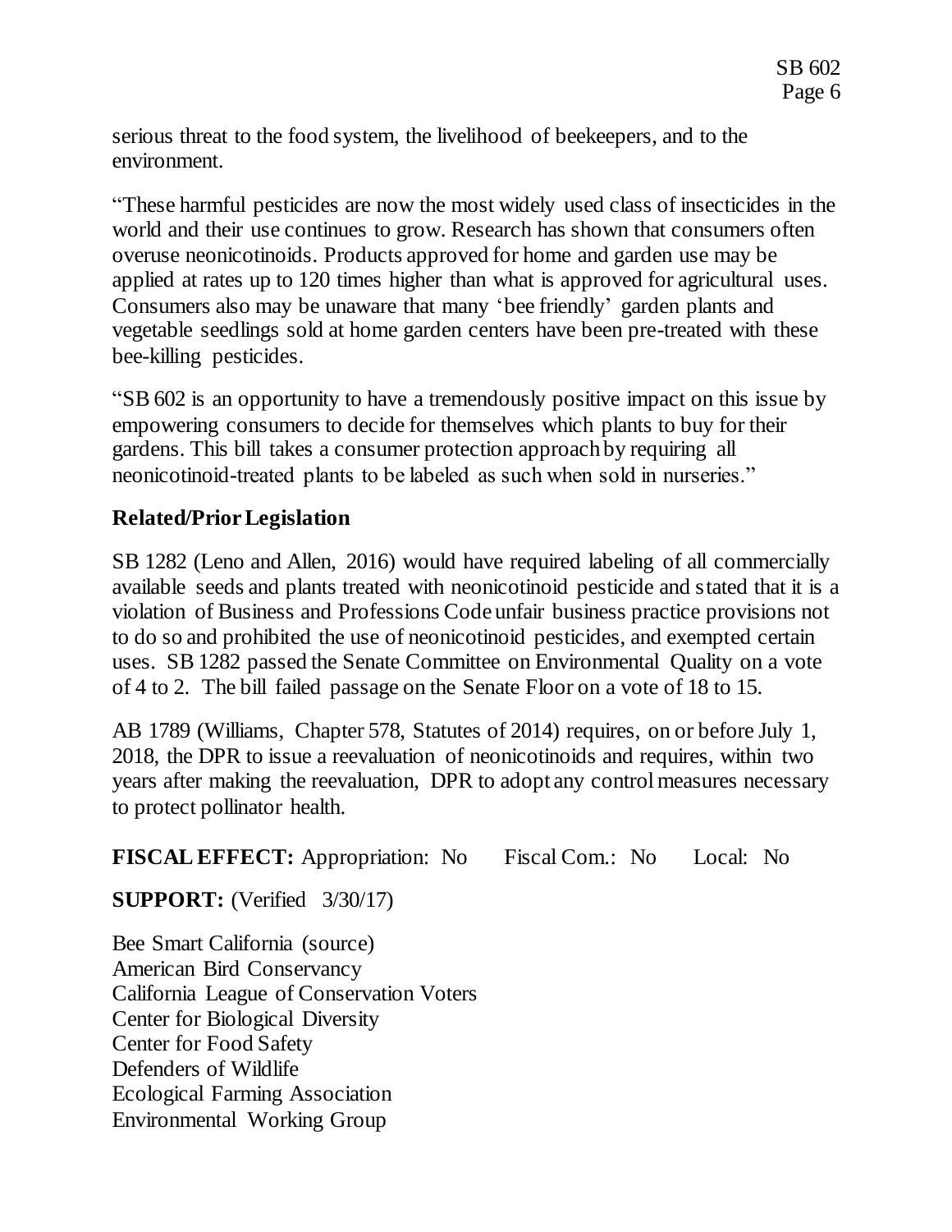serious threat to the food system, the livelihood of beekeepers, and to the environment.

"These harmful pesticides are now the most widely used class of insecticides in the world and their use continues to grow. Research has shown that consumers often overuse neonicotinoids. Products approved for home and garden use may be applied at rates up to 120 times higher than what is approved for agricultural uses. Consumers also may be unaware that many 'bee friendly' garden plants and vegetable seedlings sold at home garden centers have been pre-treated with these bee-killing pesticides.

"SB 602 is an opportunity to have a tremendously positive impact on this issue by empowering consumers to decide for themselves which plants to buy for their gardens. This bill takes a consumer protection approach by requiring all neonicotinoid-treated plants to be labeled as such when sold in nurseries."

## Related/Prior Legislation

SB 1282 (Leno and Allen, 2016) would have required labeling of all commercially available seeds and plants treated with neonicotinoid pesticide and stated that it is a violation of Business and Professions Code unfair business practice provisions not to do so and prohibited the use of neonicotinoid pesticides, and exempted certain uses. SB 1282 passed the Senate Committee on Environmental Quality on a vote of 4 to 2. The bill failed passage on the Senate Floor on a vote of 18 to 15.

AB 1789 (Williams, Chapter 578, Statutes of 2014) requires, on or before July 1, 2018, the DPR to issue a reevaluation of neonicotinoids and requires, within two years after making the reevaluation, DPR to adopt any control measures necessary to protect pollinator health.

**FISCAL EFFECT:** Appropriation: No Fiscal Com.: No Local: No

**SUPPORT:** (Verified 3/30/17)

Bee Smart California (source)
American Bird Conservancy
California League of Conservation Voters
Center for Biological Diversity
Center for Food Safety
Defenders of Wildlife
Ecological Farming Association
Environmental Working Group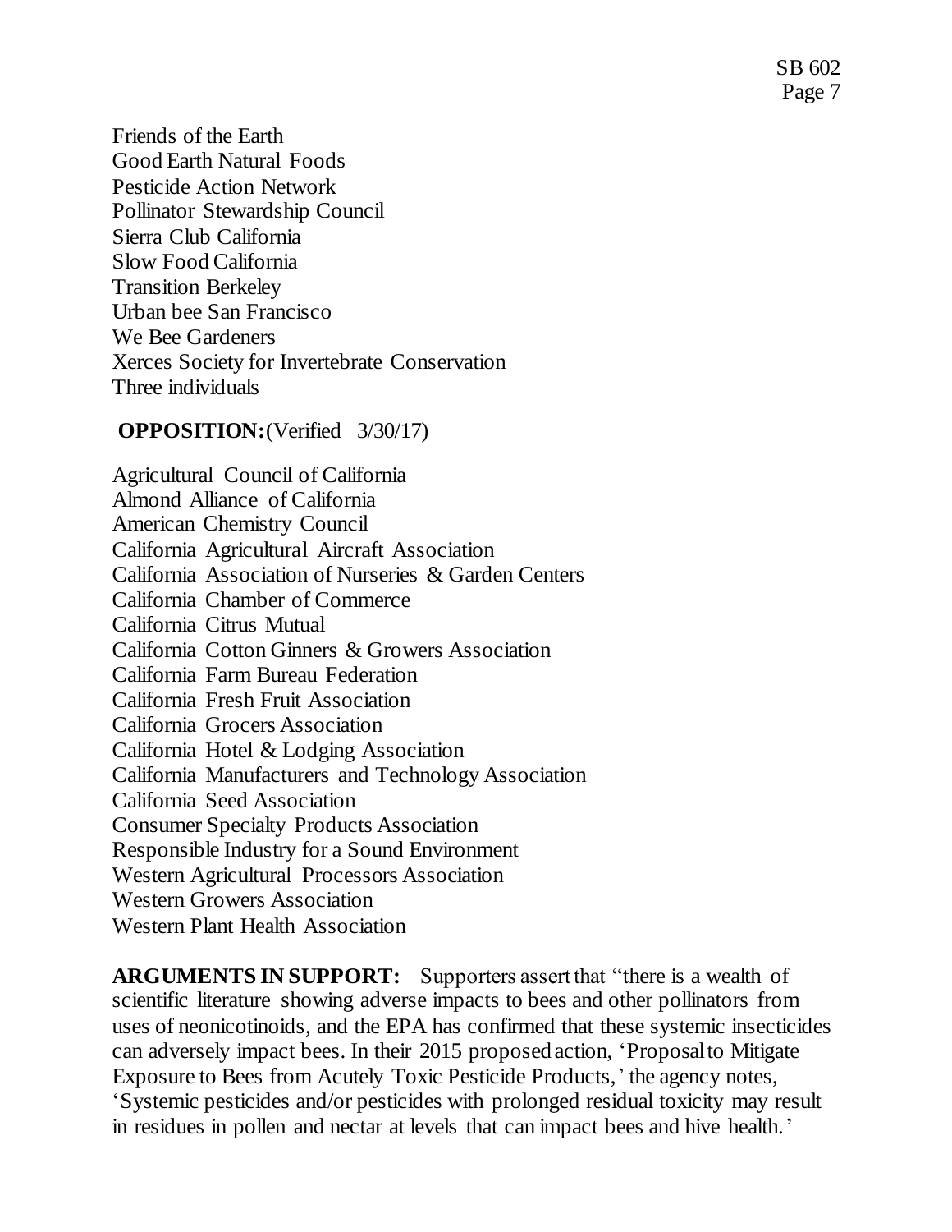Friends of the Earth
Good Earth Natural Foods
Pesticide Action Network
Pollinator Stewardship Council
Sierra Club California
Slow Food California
Transition Berkeley
Urban bee San Francisco
We Bee Gardeners
Xerces Society for Invertebrate Conservation
Three individuals

**OPPOSITION:** (Verified 3/30/17)

Agricultural Council of California
Almond Alliance of California
American Chemistry Council
California Agricultural Aircraft Association
California Association of Nurseries & Garden Centers
California Chamber of Commerce
California Citrus Mutual
California Cotton Ginners & Growers Association
California Farm Bureau Federation
California Fresh Fruit Association
California Grocers Association
California Hotel & Lodging Association
California Manufacturers and Technology Association
California Seed Association
Consumer Specialty Products Association
Responsible Industry for a Sound Environment
Western Agricultural Processors Association
Western Growers Association
Western Plant Health Association

**ARGUMENTS IN SUPPORT:** Supporters assert that "there is a wealth of scientific literature showing adverse impacts to bees and other pollinators from uses of neonicotinoids, and the EPA has confirmed that these systemic insecticides can adversely impact bees. In their 2015 proposed action, 'Proposal to Mitigate Exposure to Bees from Acutely Toxic Pesticide Products,' the agency notes, 'Systemic pesticides and/or pesticides with prolonged residual toxicity may result in residues in pollen and nectar at levels that can impact bees and hive health.'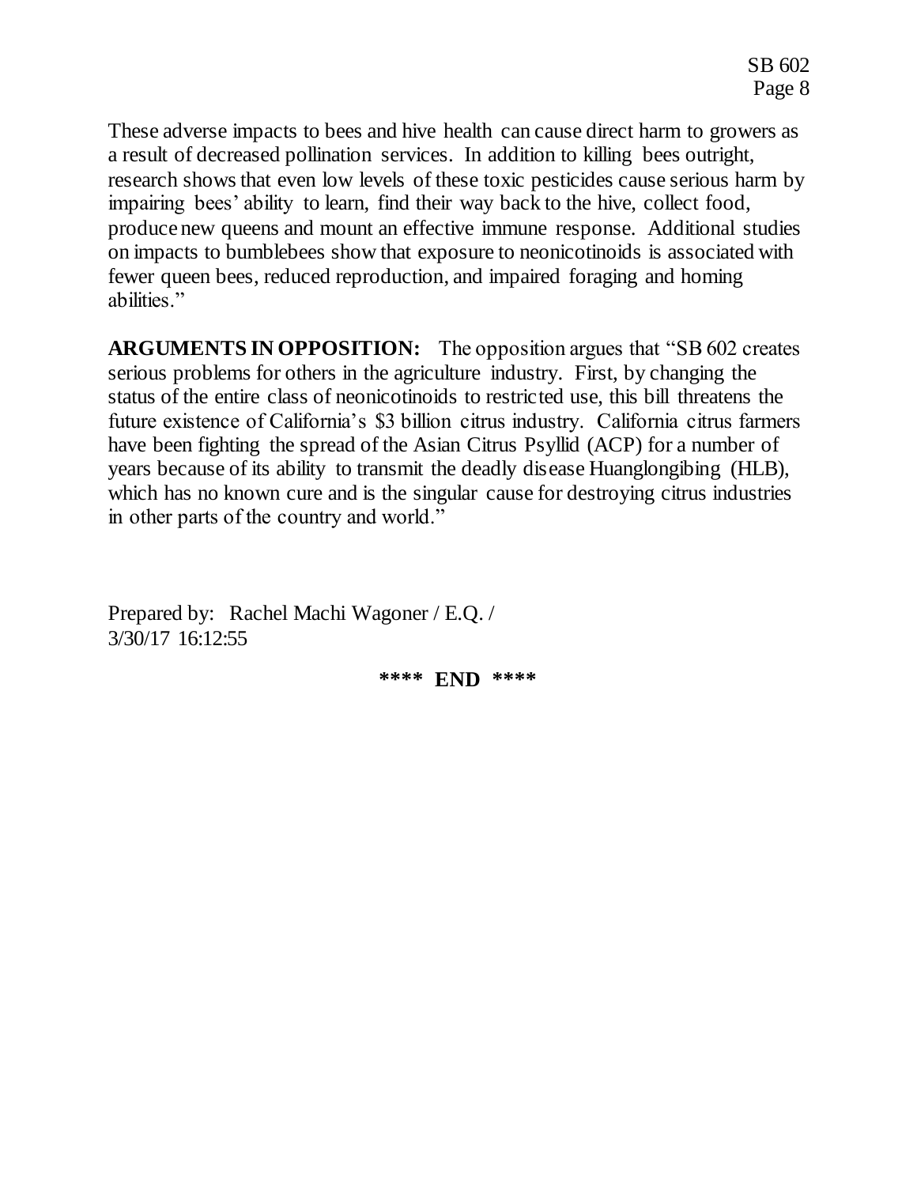These adverse impacts to bees and hive health can cause direct harm to growers as a result of decreased pollination services. In addition to killing bees outright, research shows that even low levels of these toxic pesticides cause serious harm by impairing bees' ability to learn, find their way back to the hive, collect food, produce new queens and mount an effective immune response. Additional studies on impacts to bumblebees show that exposure to neonicotinoids is associated with fewer queen bees, reduced reproduction, and impaired foraging and homing abilities."

**ARGUMENTS IN OPPOSITION:** The opposition argues that "SB 602 creates serious problems for others in the agriculture industry. First, by changing the status of the entire class of neonicotinoids to restricted use, this bill threatens the future existence of California's $3 billion citrus industry. California citrus farmers have been fighting the spread of the Asian Citrus Psyllid (ACP) for a number of years because of its ability to transmit the deadly disease Huanglongibing (HLB), which has no known cure and is the singular cause for destroying citrus industries in other parts of the country and world."

Prepared by: Rachel Machi Wagoner / E.Q. /
3/30/17 16:12:55

**\*\*\*\* END \*\*\*\***